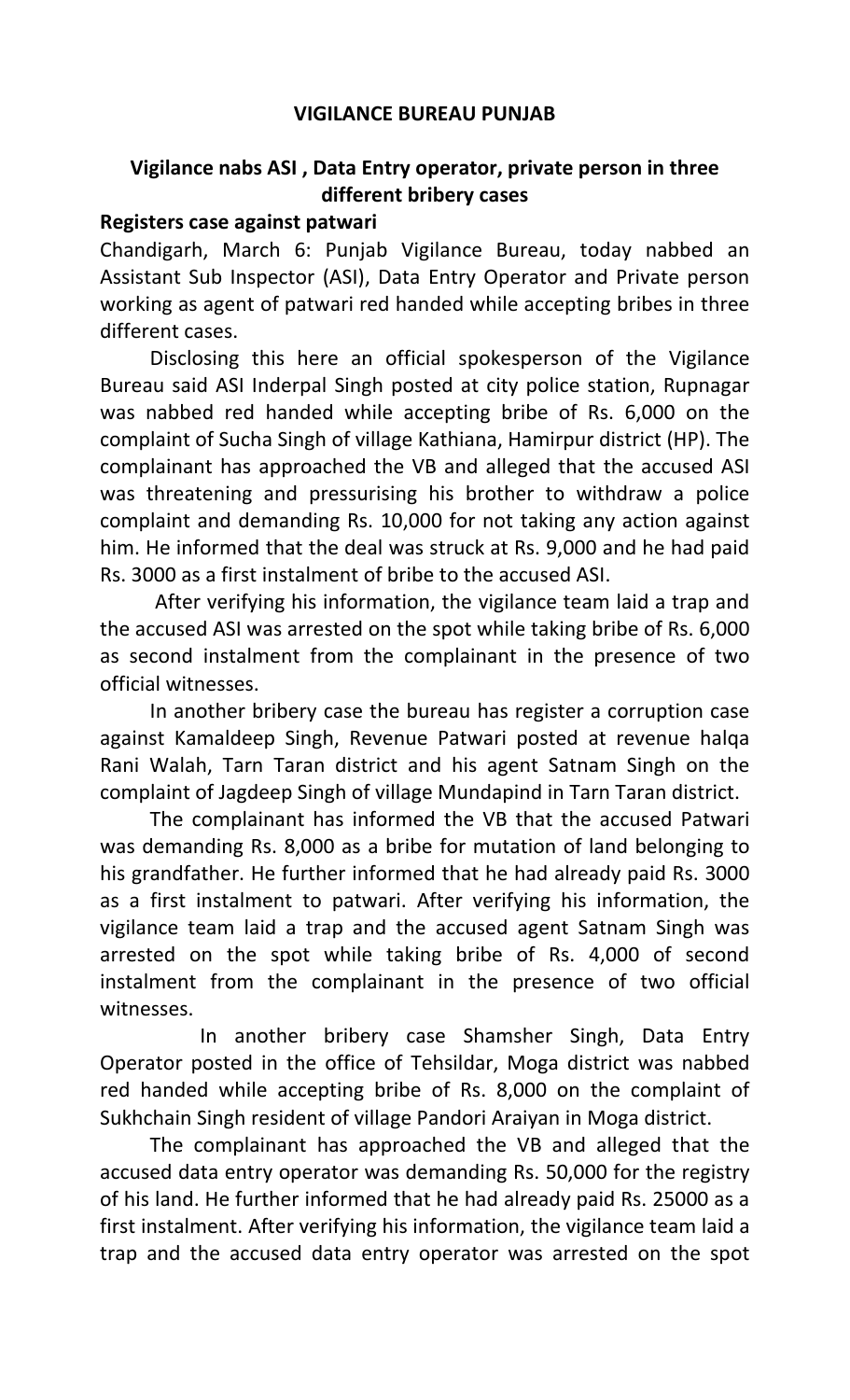**VIGILANCE BUREAU PUNJAB**

## Vigilance nabs ASI , Data Entry operator, private person in three different bribery cases

**Registers case against patwari**

Chandigarh, March 6: Punjab Vigilance Bureau, today nabbed an Assistant Sub Inspector (ASI), Data Entry Operator and Private person working as agent of patwari red handed while accepting bribes in three different cases.

Disclosing this here an official spokesperson of the Vigilance Bureau said ASI Inderpal Singh posted at city police station, Rupnagar was nabbed red handed while accepting bribe of Rs. 6,000 on the complaint of Sucha Singh of village Kathiana, Hamirpur district (HP). The complainant has approached the VB and alleged that the accused ASI was threatening and pressurising his brother to withdraw a police complaint and demanding Rs. 10,000 for not taking any action against him. He informed that the deal was struck at Rs. 9,000 and he had paid Rs. 3000 as a first instalment of bribe to the accused ASI.

After verifying his information, the vigilance team laid a trap and the accused ASI was arrested on the spot while taking bribe of Rs. 6,000 as second instalment from the complainant in the presence of two official witnesses.

In another bribery case the bureau has register a corruption case against Kamaldeep Singh, Revenue Patwari posted at revenue halqa Rani Walah, Tarn Taran district and his agent Satnam Singh on the complaint of Jagdeep Singh of village Mundapind in Tarn Taran district.

The complainant has informed the VB that the accused Patwari was demanding Rs. 8,000 as a bribe for mutation of land belonging to his grandfather. He further informed that he had already paid Rs. 3000 as a first instalment to patwari. After verifying his information, the vigilance team laid a trap and the accused agent Satnam Singh was arrested on the spot while taking bribe of Rs. 4,000 of second instalment from the complainant in the presence of two official witnesses.

In another bribery case Shamsher Singh, Data Entry Operator posted in the office of Tehsildar, Moga district was nabbed red handed while accepting bribe of Rs. 8,000 on the complaint of Sukhchain Singh resident of village Pandori Araiyan in Moga district.

The complainant has approached the VB and alleged that the accused data entry operator was demanding Rs. 50,000 for the registry of his land. He further informed that he had already paid Rs. 25000 as a first instalment. After verifying his information, the vigilance team laid a trap and the accused data entry operator was arrested on the spot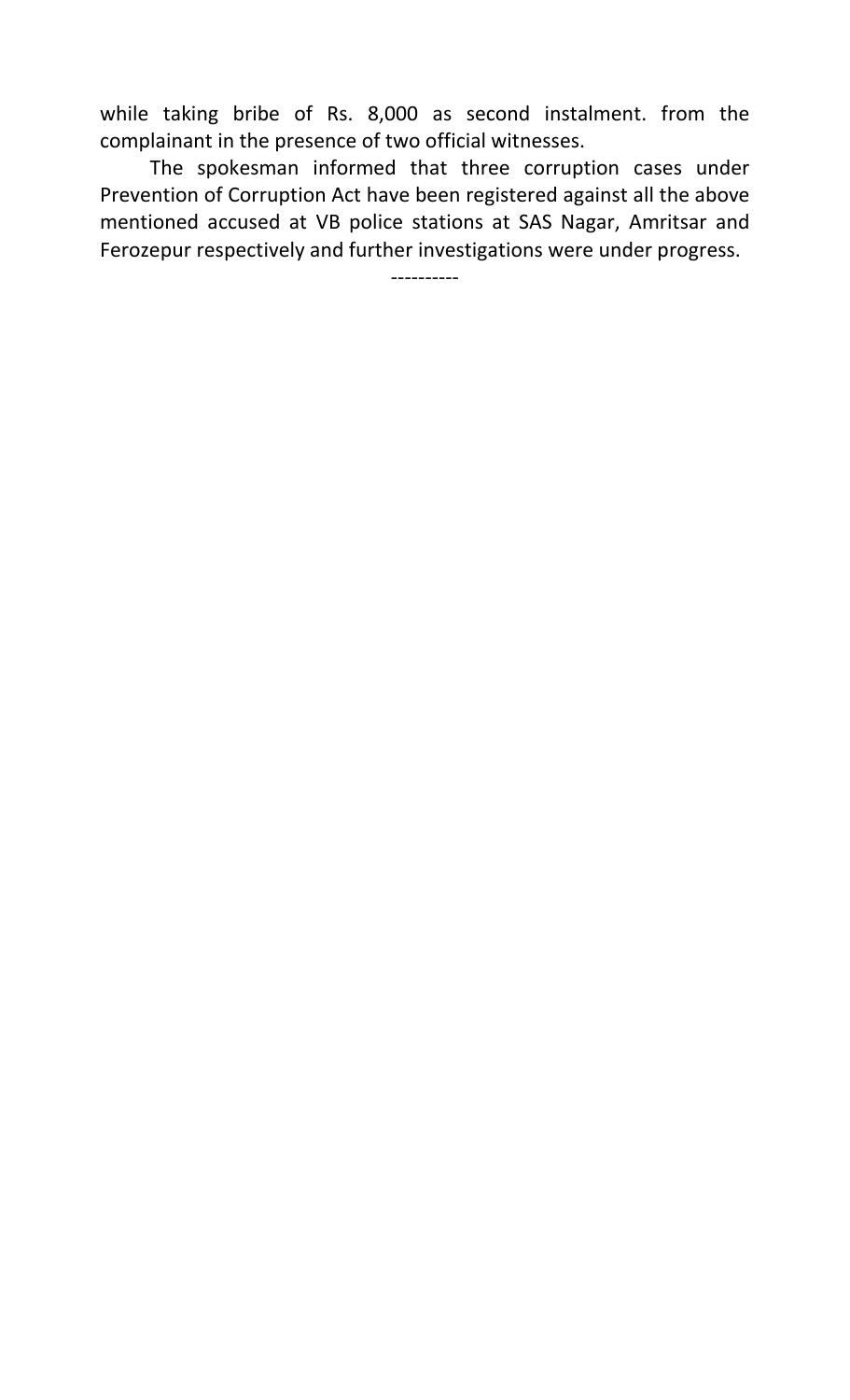while taking bribe of Rs. 8,000 as second instalment. from the complainant in the presence of two official witnesses.

The spokesman informed that three corruption cases under Prevention of Corruption Act have been registered against all the above mentioned accused at VB police stations at SAS Nagar, Amritsar and Ferozepur respectively and further investigations were under progress.

----------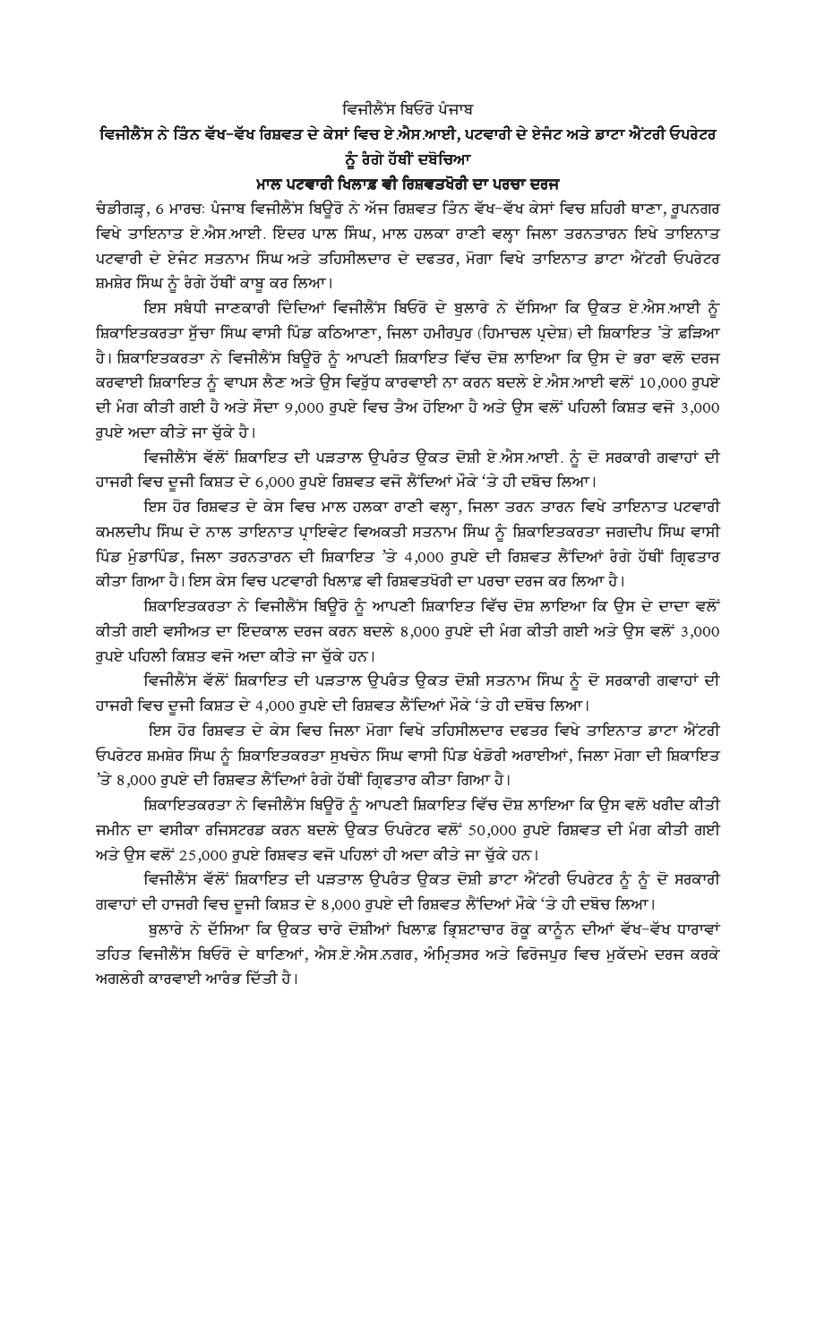ਵਿਜੀਲੈਂਸ ਬਿਓਰੋ ਪੰਜਾਬ

## ਵਿਜੀਲੈਂਸ ਨੇ ਤਿੰਨ ਵੱਖ-ਵੱਖ ਰਿਸ਼ਵਤ ਦੇ ਕੇਸਾਂ ਵਿਚ ਏ.ਐਸ.ਆਈ, ਪਟਵਾਰੀ ਦੇ ਏਜੰਟ ਅਤੇ ਡਾਟਾ ਐਂਟਰੀ ਓਪਰੇਟਰ ਨੂੰ ਰੰਗੇ ਹੱਥੀਂ ਦਬੋਚਿਆ

### ਮਾਲ ਪਟਵਾਰੀ ਖਿਲਾਫ਼ ਵੀ ਰਿਸ਼ਵਤਖੋਰੀ ਦਾ ਪਰਚਾ ਦਰਜ

ਚੰਡੀਗੜ੍ਹ, 6 ਮਾਰਚ: ਪੰਜਾਬ ਵਿਜੀਲੈਂਸ ਬਿਊਰੋ ਨੇ ਅੱਜ ਰਿਸ਼ਵਤ ਤਿੰਨ ਵੱਖ-ਵੱਖ ਕੇਸਾਂ ਵਿਚ ਸ਼ਹਿਰੀ ਥਾਣਾ, ਰੂਪਨਗਰ ਵਿਖੇ ਤਾਇਨਾਤ ਏ.ਐਸ.ਆਈ. ਇੰਦਰ ਪਾਲ ਸਿੰਘ, ਮਾਲ ਹਲਕਾ ਰਾਣੀ ਵਲ੍ਹਾ ਜਿਲਾ ਤਰਨਤਾਰਨ ਇਖੇ ਤਾਇਨਾਤ ਪਟਵਾਰੀ ਦੇ ਏਜੰਟ ਸਤਨਾਮ ਸਿੰਘ ਅਤੇ ਤਹਿਸੀਲਦਾਰ ਦੇ ਦਫਤਰ, ਮੋਗਾ ਵਿਖੇ ਤਾਇਨਾਤ ਡਾਟਾ ਐਂਟਰੀ ਓਪਰੇਟਰ ਸ਼ਮਸ਼ੇਰ ਸਿੰਘ ਨੂੰ ਰੰਗੇ ਹੱਥੀਂ ਕਾਬੂ ਕਰ ਲਿਆ।

ਇਸ ਸਬੰਧੀ ਜਾਣਕਾਰੀ ਦਿੰਦਿਆਂ ਵਿਜੀਲੈਂਸ ਬਿਓਰੋ ਦੇ ਬੁਲਾਰੇ ਨੇ ਦੱਸਿਆ ਕਿ ਉਕਤ ਏ.ਐਸ.ਆਈ ਨੂੰ ਸ਼ਿਕਾਇਤਕਰਤਾ ਸੁੱਚਾ ਸਿੰਘ ਵਾਸੀ ਪਿੰਡ ਕਠਿਆਣਾ, ਜਿਲਾ ਹਮੀਰਪੁਰ (ਹਿਮਾਚਲ ਪ੍ਰਦੇਸ਼) ਦੀ ਸ਼ਿਕਾਇਤ 'ਤੇ ਫੜਿਆ ਹੈ। ਸ਼ਿਕਾਇਤਕਰਤਾ ਨੇ ਵਿਜੀਲੈਂਸ ਬਿਊਰੋ ਨੂੰ ਆਪਣੀ ਸ਼ਿਕਾਇਤ ਵਿੱਚ ਦੋਸ਼ ਲਾਇਆ ਕਿ ਉਸ ਦੇ ਭਰਾ ਵਲੋ ਦਰਜ ਕਰਵਾਈ ਸ਼ਿਕਾਇਤ ਨੂੰ ਵਾਪਸ ਲੈਣ ਅਤੇ ਉਸ ਵਿਰੁੱਧ ਕਾਰਵਾਈ ਨਾ ਕਰਨ ਬਦਲੇ ਏ.ਐਸ.ਆਈ ਵਲੋਂ 10,000 ਰੁਪਏ ਦੀ ਮੰਗ ਕੀਤੀ ਗਈ ਹੈ ਅਤੇ ਸੌਦਾ 9,000 ਰੁਪਏ ਵਿਚ ਤੈਅ ਹੋਇਆ ਹੈ ਅਤੇ ਉਸ ਵਲੋਂ ਪਹਿਲੀ ਕਿਸ਼ਤ ਵਜੋ 3,000 ਰੁਪਏ ਅਦਾ ਕੀਤੇ ਜਾ ਚੁੱਕੇ ਹੈ।

ਵਿਜੀਲੈਂਸ ਵੱਲੋਂ ਸ਼ਿਕਾਇਤ ਦੀ ਪੜਤਾਲ ਉਪਰੰਤ ਉਕਤ ਦੋਸ਼ੀ ਏ.ਐਸ.ਆਈ. ਨੂੰ ਦੋ ਸਰਕਾਰੀ ਗਵਾਹਾਂ ਦੀ ਹਾਜਰੀ ਵਿਚ ਦੂਜੀ ਕਿਸ਼ਤ ਦੇ 6,000 ਰੁਪਏ ਰਿਸ਼ਵਤ ਵਜੋ ਲੈਂਦਿਆਂ ਮੌਕੇ 'ਤੇ ਹੀ ਦਬੋਚ ਲਿਆ।

ਇਸ ਹੋਰ ਰਿਸ਼ਵਤ ਦੇ ਕੇਸ ਵਿਚ ਮਾਲ ਹਲਕਾ ਰਾਣੀ ਵਲ੍ਹਾ, ਜਿਲਾ ਤਰਨ ਤਾਰਨ ਵਿਖੇ ਤਾਇਨਾਤ ਪਟਵਾਰੀ ਕਮਲਦੀਪ ਸਿੰਘ ਦੇ ਨਾਲ ਤਾਇਨਾਤ ਪ੍ਰਾਇਵੇਟ ਵਿਅਕਤੀ ਸਤਨਾਮ ਸਿੰਘ ਨੂੰ ਸ਼ਿਕਾਇਤਕਰਤਾ ਜਗਦੀਪ ਸਿੰਘ ਵਾਸੀ ਪਿੰਡ ਮੁੰਡਾਪਿੰਡ, ਜਿਲਾ ਤਰਨਤਾਰਨ ਦੀ ਸ਼ਿਕਾਇਤ 'ਤੇ 4,000 ਰੁਪਏ ਦੀ ਰਿਸ਼ਵਤ ਲੈਂਦਿਆਂ ਰੰਗੇ ਹੱਥੀਂ ਗ੍ਰਿਫਤਾਰ ਕੀਤਾ ਗਿਆ ਹੈ। ਇਸ ਕੇਸ ਵਿਚ ਪਟਵਾਰੀ ਖਿਲਾਫ਼ ਵੀ ਰਿਸ਼ਵਤਖੋਰੀ ਦਾ ਪਰਚਾ ਦਰਜ ਕਰ ਲਿਆ ਹੈ।

ਸ਼ਿਕਾਇਤਕਰਤਾ ਨੇ ਵਿਜੀਲੈਂਸ ਬਿਊਰੋ ਨੂੰ ਆਪਣੀ ਸ਼ਿਕਾਇਤ ਵਿੱਚ ਦੋਸ਼ ਲਾਇਆ ਕਿ ਉਸ ਦੇ ਦਾਦਾ ਵਲੋਂ ਕੀਤੀ ਗਈ ਵਸੀਅਤ ਦਾ ਇੰਦਕਾਲ ਦਰਜ ਕਰਨ ਬਦਲੇ 8,000 ਰੁਪਏ ਦੀ ਮੰਗ ਕੀਤੀ ਗਈ ਅਤੇ ਉਸ ਵਲੋਂ 3,000 ਰੁਪਏ ਪਹਿਲੀ ਕਿਸ਼ਤ ਵਜੋ ਅਦਾ ਕੀਤੇ ਜਾ ਚੁੱਕੇ ਹਨ।

ਵਿਜੀਲੈਂਸ ਵੱਲੋਂ ਸ਼ਿਕਾਇਤ ਦੀ ਪੜਤਾਲ ਉਪਰੰਤ ਉਕਤ ਦੋਸ਼ੀ ਸਤਨਾਮ ਸਿੰਘ ਨੂੰ ਦੋ ਸਰਕਾਰੀ ਗਵਾਹਾਂ ਦੀ ਹਾਜਰੀ ਵਿਚ ਦੂਜੀ ਕਿਸ਼ਤ ਦੇ 4,000 ਰੁਪਏ ਦੀ ਰਿਸ਼ਵਤ ਲੈਂਦਿਆਂ ਮੌਕੇ 'ਤੇ ਹੀ ਦਬੋਚ ਲਿਆ।

ਇਸ ਹੋਰ ਰਿਸ਼ਵਤ ਦੇ ਕੇਸ ਵਿਚ ਜਿਲਾ ਮੋਗਾ ਵਿਖੇ ਤਹਿਸੀਲਦਾਰ ਦਫਤਰ ਵਿਖੇ ਤਾਇਨਾਤ ਡਾਟਾ ਐਂਟਰੀ ਓਪਰੇਟਰ ਸ਼ਮਸ਼ੇਰ ਸਿੰਘ ਨੂੰ ਸ਼ਿਕਾਇਤਕਰਤਾ ਸੁਖਚੇਨ ਸਿੰਘ ਵਾਸੀ ਪਿੰਡ ਖੰਡੋਰੀ ਅਰਾਈਆਂ, ਜਿਲਾ ਮੋਗਾ ਦੀ ਸ਼ਿਕਾਇਤ 'ਤੇ 8,000 ਰੁਪਏ ਦੀ ਰਿਸ਼ਵਤ ਲੈਂਦਿਆਂ ਰੰਗੇ ਹੱਥੀਂ ਗ੍ਰਿਫਤਾਰ ਕੀਤਾ ਗਿਆ ਹੈ।

ਸ਼ਿਕਾਇਤਕਰਤਾ ਨੇ ਵਿਜੀਲੈਂਸ ਬਿਊਰੋ ਨੂੰ ਆਪਣੀ ਸ਼ਿਕਾਇਤ ਵਿੱਚ ਦੋਸ਼ ਲਾਇਆ ਕਿ ਉਸ ਵਲੋ ਖਰੀਦ ਕੀਤੀ ਜਮੀਨ ਦਾ ਵਸੀਕਾ ਰਜਿਸਟਰਡ ਕਰਨ ਬਦਲੇ ਉਕਤ ਓਪਰੇਟਰ ਵਲੋਂ 50,000 ਰੁਪਏ ਰਿਸ਼ਵਤ ਦੀ ਮੰਗ ਕੀਤੀ ਗਈ ਅਤੇ ਉਸ ਵਲੋਂ 25,000 ਰੁਪਏ ਰਿਸ਼ਵਤ ਵਜੋਂ ਪਹਿਲਾਂ ਹੀ ਅਦਾ ਕੀਤੇ ਜਾ ਚੁੱਕੇ ਹਨ।

ਵਿਜੀਲੈਂਸ ਵੱਲੋਂ ਸ਼ਿਕਾਇਤ ਦੀ ਪੜਤਾਲ ਉਪਰੰਤ ਉਕਤ ਦੋਸ਼ੀ ਡਾਟਾ ਐਂਟਰੀ ਓਪਰੇਟਰ ਨੂੰ ਨੂੰ ਦੋ ਸਰਕਾਰੀ ਗਵਾਹਾਂ ਦੀ ਹਾਜਰੀ ਵਿਚ ਦੂਜੀ ਕਿਸ਼ਤ ਦੇ 8,000 ਰੁਪਏ ਦੀ ਰਿਸ਼ਵਤ ਲੈਂਦਿਆਂ ਮੌਕੇ 'ਤੇ ਹੀ ਦਬੋਚ ਲਿਆ।

ਬੁਲਾਰੇ ਨੇ ਦੱਸਿਆ ਕਿ ਉਕਤ ਚਾਰੇ ਦੋਸ਼ੀਆਂ ਖਿਲਾਫ਼ ਭ੍ਰਿਸ਼ਟਾਚਾਰ ਰੋਕੂ ਕਾਨੂੰਨ ਦੀਆਂ ਵੱਖ-ਵੱਖ ਧਾਰਾਵਾਂ ਤਹਿਤ ਵਿਜੀਲੈਂਸ ਬਿਓਰੋ ਦੇ ਥਾਣਿਆਂ, ਐਸ.ਏ.ਐਸ.ਨਗਰ, ਅੰਮ੍ਰਿਤਸਰ ਅਤੇ ਫਿਰੋਜਪੁਰ ਵਿਚ ਮੁਕੱਦਮੇ ਦਰਜ ਕਰਕੇ ਅਗਲੇਰੀ ਕਾਰਵਾਈ ਆਰੰਭ ਦਿੱਤੀ ਹੈ।